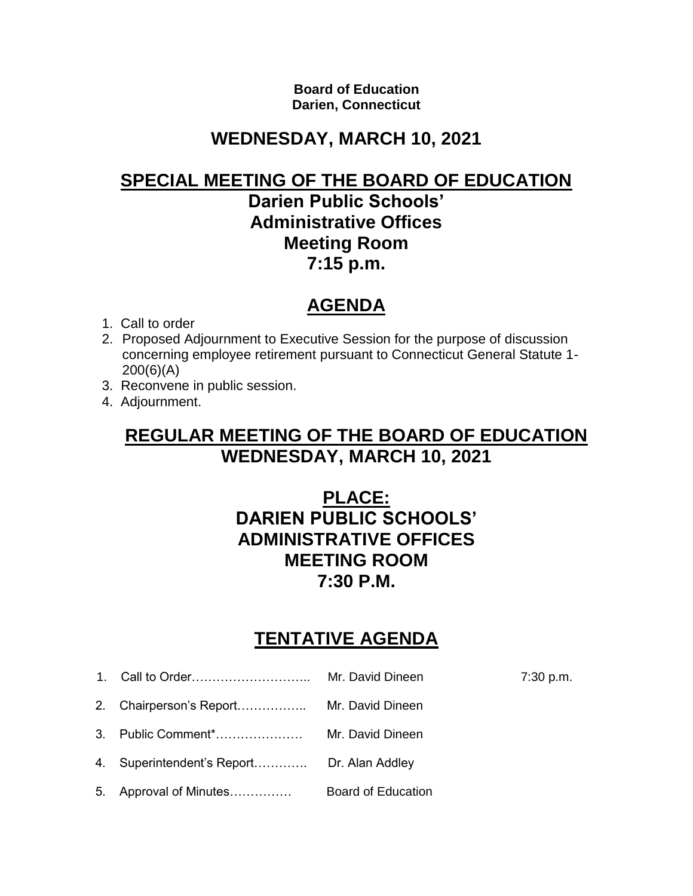**Board of Education**
**Darien, Connecticut**

## WEDNESDAY, MARCH 10, 2021

## SPECIAL MEETING OF THE BOARD OF EDUCATION

### Darien Public Schools'
### Administrative Offices
### Meeting Room
### 7:15 p.m.

## AGENDA

1. Call to order
2. Proposed Adjournment to Executive Session for the purpose of discussion concerning employee retirement pursuant to Connecticut General Statute 1-200(6)(A)
3. Reconvene in public session.
4. Adjournment.

## REGULAR MEETING OF THE BOARD OF EDUCATION
## WEDNESDAY, MARCH 10, 2021

## PLACE:
### DARIEN PUBLIC SCHOOLS'
### ADMINISTRATIVE OFFICES
### MEETING ROOM
### 7:30 P.M.

## TENTATIVE AGENDA

1. Call to Order……………………….. Mr. David Dineen 7:30 p.m.
2. Chairperson's Report…………….. Mr. David Dineen
3. Public Comment*………………… Mr. David Dineen
4. Superintendent's Report…………. Dr. Alan Addley
5. Approval of Minutes…………… Board of Education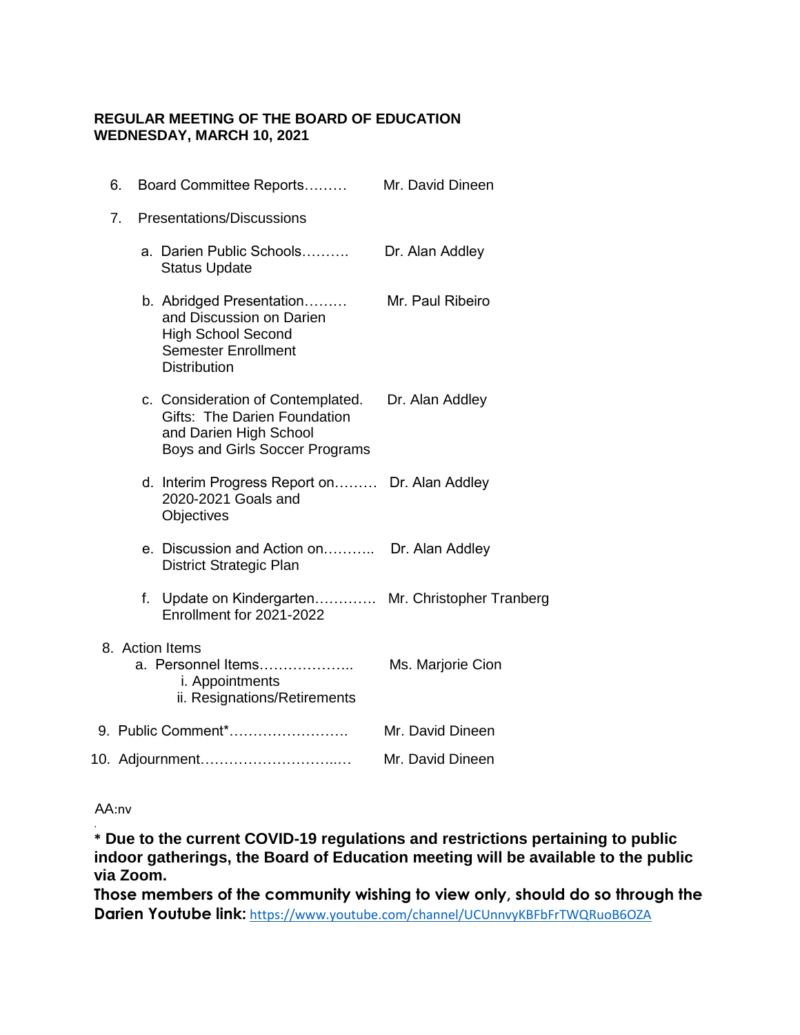**REGULAR MEETING OF THE BOARD OF EDUCATION**
**WEDNESDAY, MARCH 10, 2021**

6. Board Committee Reports……… Mr. David Dineen

7. Presentations/Discussions

   a. Darien Public Schools………. Status Update — Dr. Alan Addley

   b. Abridged Presentation……… and Discussion on Darien High School Second Semester Enrollment Distribution — Mr. Paul Ribeiro

   c. Consideration of Contemplated. Gifts: The Darien Foundation and Darien High School Boys and Girls Soccer Programs — Dr. Alan Addley

   d. Interim Progress Report on……… 2020-2021 Goals and Objectives — Dr. Alan Addley

   e. Discussion and Action on……….. District Strategic Plan — Dr. Alan Addley

   f. Update on Kindergarten………… Enrollment for 2021-2022 — Mr. Christopher Tranberg

8. Action Items
   a. Personnel Items……………….. — Ms. Marjorie Cion
      i. Appointments
      ii. Resignations/Retirements

9. Public Comment*……………………. Mr. David Dineen

10. Adjournment………………………..… Mr. David Dineen

AA:nv

**\* Due to the current COVID-19 regulations and restrictions pertaining to public indoor gatherings, the Board of Education meeting will be available to the public via Zoom.**

**Those members of the community wishing to view only, should do so through the Darien Youtube link:** https://www.youtube.com/channel/UCUnnvyKBFbFrTWQRuoB6OZA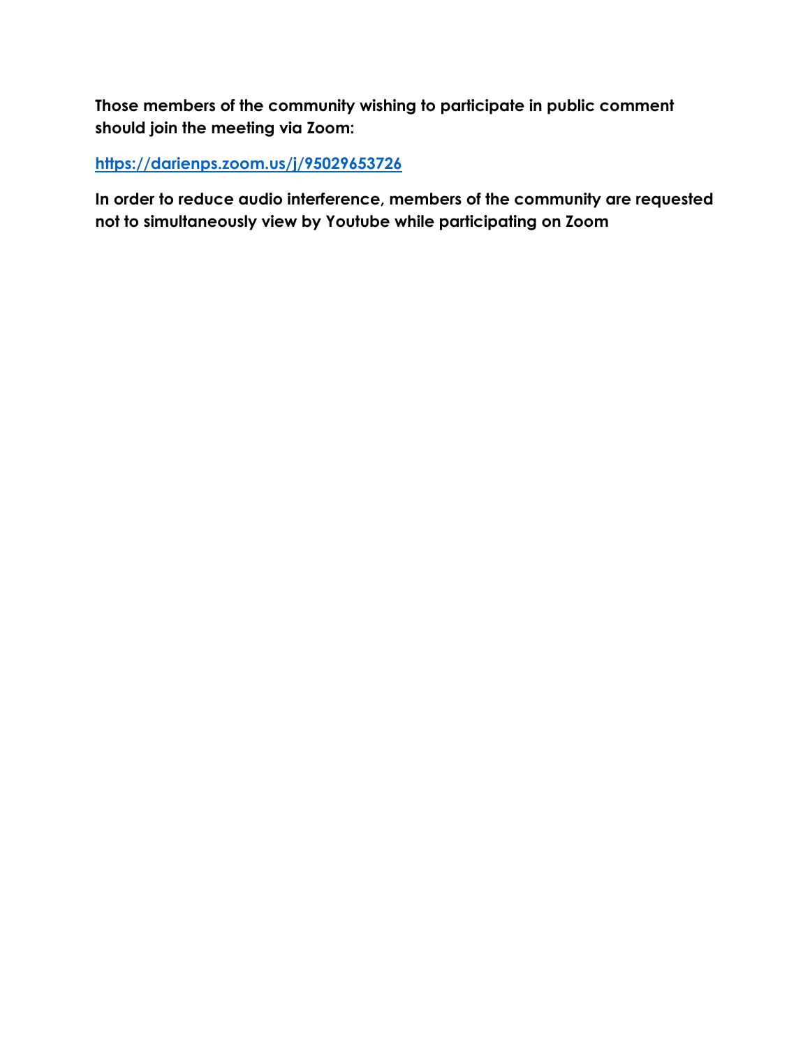**Those members of the community wishing to participate in public comment should join the meeting via Zoom:**

**[https://darienps.zoom.us/j/95029653726](https://darienps.zoom.us/j/95029653726)**

**In order to reduce audio interference, members of the community are requested not to simultaneously view by Youtube while participating on Zoom**